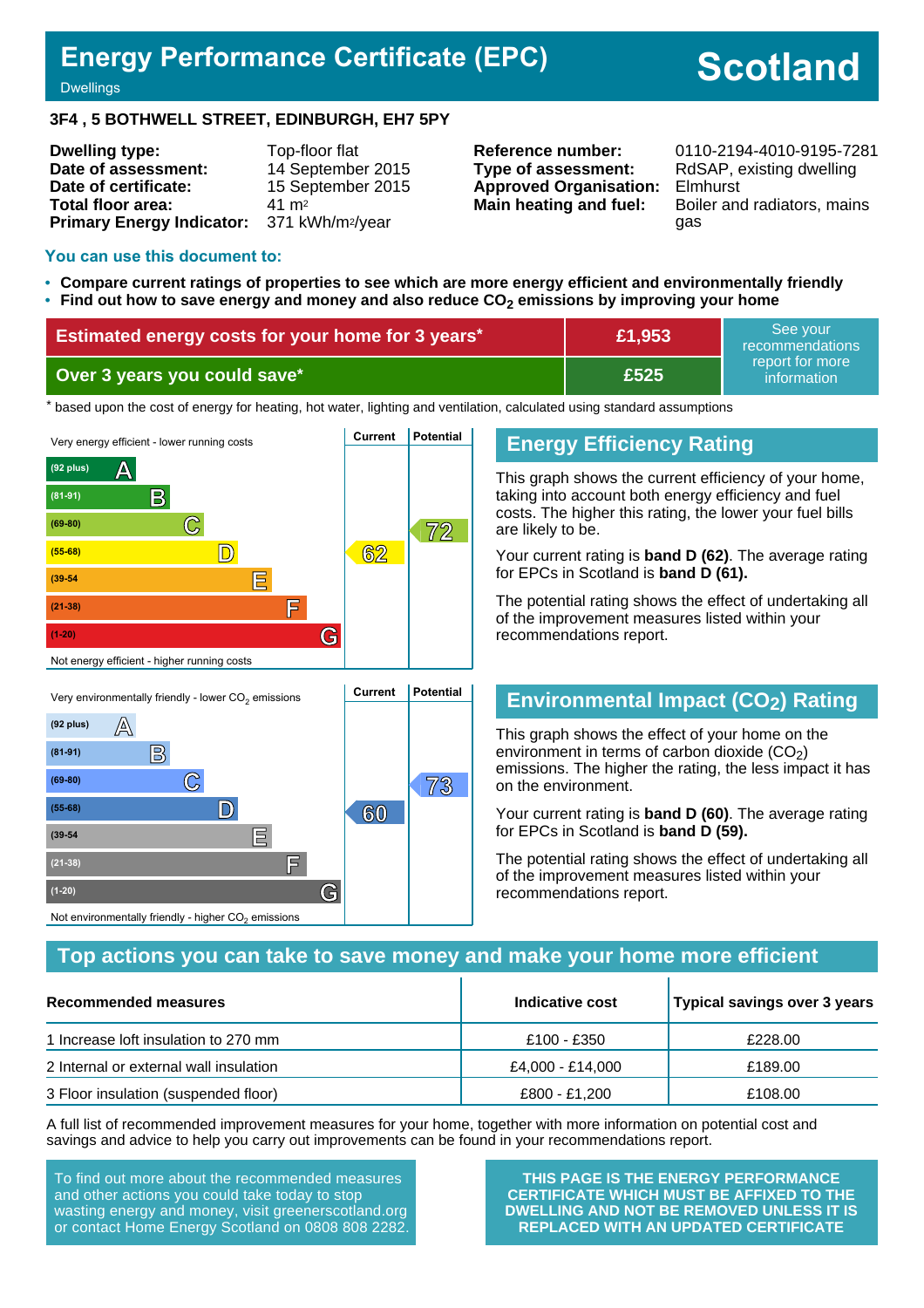# Energy Performance Certificate (EPC)

Dwellings

# Scotland

**3F4 , 5 BOTHWELL STREET, EDINBURGH, EH7 5PY**

| | | | |
|---|---|---|---|
| **Dwelling type:** | Top-floor flat | **Reference number:** | 0110-2194-4010-9195-7281 |
| **Date of assessment:** | 14 September 2015 | **Type of assessment:** | RdSAP, existing dwelling |
| **Date of certificate:** | 15 September 2015 | **Approved Organisation:** | Elmhurst |
| **Total floor area:** | 41 m² | **Main heating and fuel:** | Boiler and radiators, mains gas |
| **Primary Energy Indicator:** | 371 kWh/m²/year | | |

## You can use this document to:

- **Compare current ratings of properties to see which are more energy efficient and environmentally friendly**
- **Find out how to save energy and money and also reduce $CO_2$ emissions by improving your home**

| | | |
|---|---|---|
| **Estimated energy costs for your home for 3 years*** | **£1,953** | See your recommendations report for more information |
| **Over 3 years you could save*** | **£525** | |

* based upon the cost of energy for heating, hot water, lighting and ventilation, calculated using standard assumptions

Very energy efficient - lower running costs

Current | Potential

(92 plus) A

(81-91) B

(69-80) C

(55-68) D

(39-54 E

(21-38) F

(1-20) G

62

72

Not energy efficient - higher running costs

## Energy Efficiency Rating

This graph shows the current efficiency of your home, taking into account both energy efficiency and fuel costs. The higher this rating, the lower your fuel bills are likely to be.

Your current rating is **band D (62)**. The average rating for EPCs in Scotland is **band D (61).**

The potential rating shows the effect of undertaking all of the improvement measures listed within your recommendations report.

Very environmentally friendly - lower $CO_2$ emissions

Current | Potential

(92 plus) A

(81-91) B

(69-80) C

(55-68) D

(39-54 E

(21-38) F

(1-20) G

60

73

Not environmentally friendly - higher $CO_2$ emissions

## Environmental Impact ($CO_2$) Rating

This graph shows the effect of your home on the environment in terms of carbon dioxide ($CO_2$) emissions. The higher the rating, the less impact it has on the environment.

Your current rating is **band D (60)**. The average rating for EPCs in Scotland is **band D (59).**

The potential rating shows the effect of undertaking all of the improvement measures listed within your recommendations report.

## Top actions you can take to save money and make your home more efficient

| Recommended measures | Indicative cost | Typical savings over 3 years |
|---|---|---|
| 1 Increase loft insulation to 270 mm | £100 - £350 | £228.00 |
| 2 Internal or external wall insulation | £4,000 - £14,000 | £189.00 |
| 3 Floor insulation (suspended floor) | £800 - £1,200 | £108.00 |

A full list of recommended improvement measures for your home, together with more information on potential cost and savings and advice to help you carry out improvements can be found in your recommendations report.

To find out more about the recommended measures and other actions you could take today to stop wasting energy and money, visit greenerscotland.org or contact Home Energy Scotland on 0808 808 2282.

**THIS PAGE IS THE ENERGY PERFORMANCE CERTIFICATE WHICH MUST BE AFFIXED TO THE DWELLING AND NOT BE REMOVED UNLESS IT IS REPLACED WITH AN UPDATED CERTIFICATE**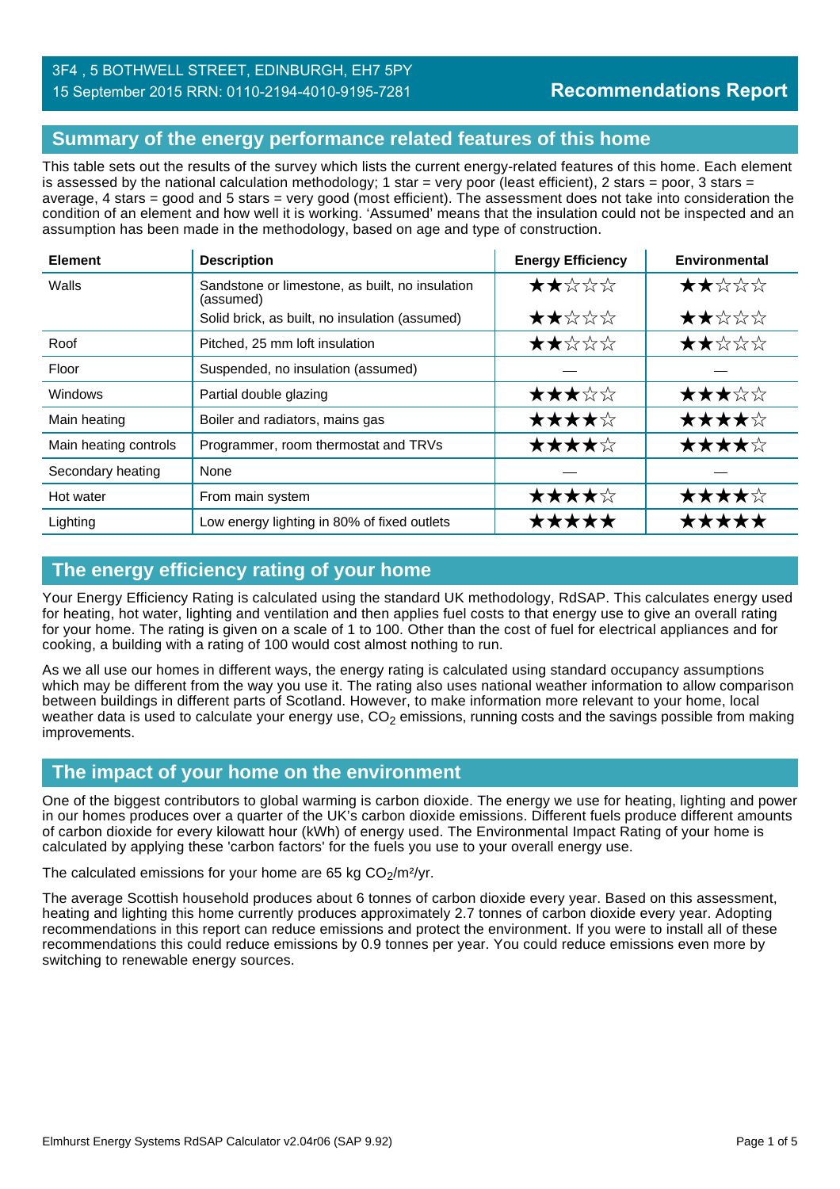3F4 , 5 BOTHWELL STREET, EDINBURGH, EH7 5PY
15 September 2015 RRN: 0110-2194-4010-9195-7281

**Recommendations Report**

## Summary of the energy performance related features of this home

This table sets out the results of the survey which lists the current energy-related features of this home. Each element is assessed by the national calculation methodology; 1 star = very poor (least efficient), 2 stars = poor, 3 stars = average, 4 stars = good and 5 stars = very good (most efficient). The assessment does not take into consideration the condition of an element and how well it is working. 'Assumed' means that the insulation could not be inspected and an assumption has been made in the methodology, based on age and type of construction.

| Element | Description | Energy Efficiency | Environmental |
|---|---|---|---|
| Walls | Sandstone or limestone, as built, no insulation (assumed) | ★★☆☆☆ | ★★☆☆☆ |
| | Solid brick, as built, no insulation (assumed) | ★★☆☆☆ | ★★☆☆☆ |
| Roof | Pitched, 25 mm loft insulation | ★★☆☆☆ | ★★☆☆☆ |
| Floor | Suspended, no insulation (assumed) | — | — |
| Windows | Partial double glazing | ★★★☆☆ | ★★★☆☆ |
| Main heating | Boiler and radiators, mains gas | ★★★★☆ | ★★★★☆ |
| Main heating controls | Programmer, room thermostat and TRVs | ★★★★☆ | ★★★★☆ |
| Secondary heating | None | — | — |
| Hot water | From main system | ★★★★☆ | ★★★★☆ |
| Lighting | Low energy lighting in 80% of fixed outlets | ★★★★★ | ★★★★★ |

## The energy efficiency rating of your home

Your Energy Efficiency Rating is calculated using the standard UK methodology, RdSAP. This calculates energy used for heating, hot water, lighting and ventilation and then applies fuel costs to that energy use to give an overall rating for your home. The rating is given on a scale of 1 to 100. Other than the cost of fuel for electrical appliances and for cooking, a building with a rating of 100 would cost almost nothing to run.

As we all use our homes in different ways, the energy rating is calculated using standard occupancy assumptions which may be different from the way you use it. The rating also uses national weather information to allow comparison between buildings in different parts of Scotland. However, to make information more relevant to your home, local weather data is used to calculate your energy use, $CO_2$ emissions, running costs and the savings possible from making improvements.

## The impact of your home on the environment

One of the biggest contributors to global warming is carbon dioxide. The energy we use for heating, lighting and power in our homes produces over a quarter of the UK's carbon dioxide emissions. Different fuels produce different amounts of carbon dioxide for every kilowatt hour (kWh) of energy used. The Environmental Impact Rating of your home is calculated by applying these 'carbon factors' for the fuels you use to your overall energy use.

The calculated emissions for your home are 65 kg $CO_2$/m²/yr.

The average Scottish household produces about 6 tonnes of carbon dioxide every year. Based on this assessment, heating and lighting this home currently produces approximately 2.7 tonnes of carbon dioxide every year. Adopting recommendations in this report can reduce emissions and protect the environment. If you were to install all of these recommendations this could reduce emissions by 0.9 tonnes per year. You could reduce emissions even more by switching to renewable energy sources.

Elmhurst Energy Systems RdSAP Calculator v2.04r06 (SAP 9.92)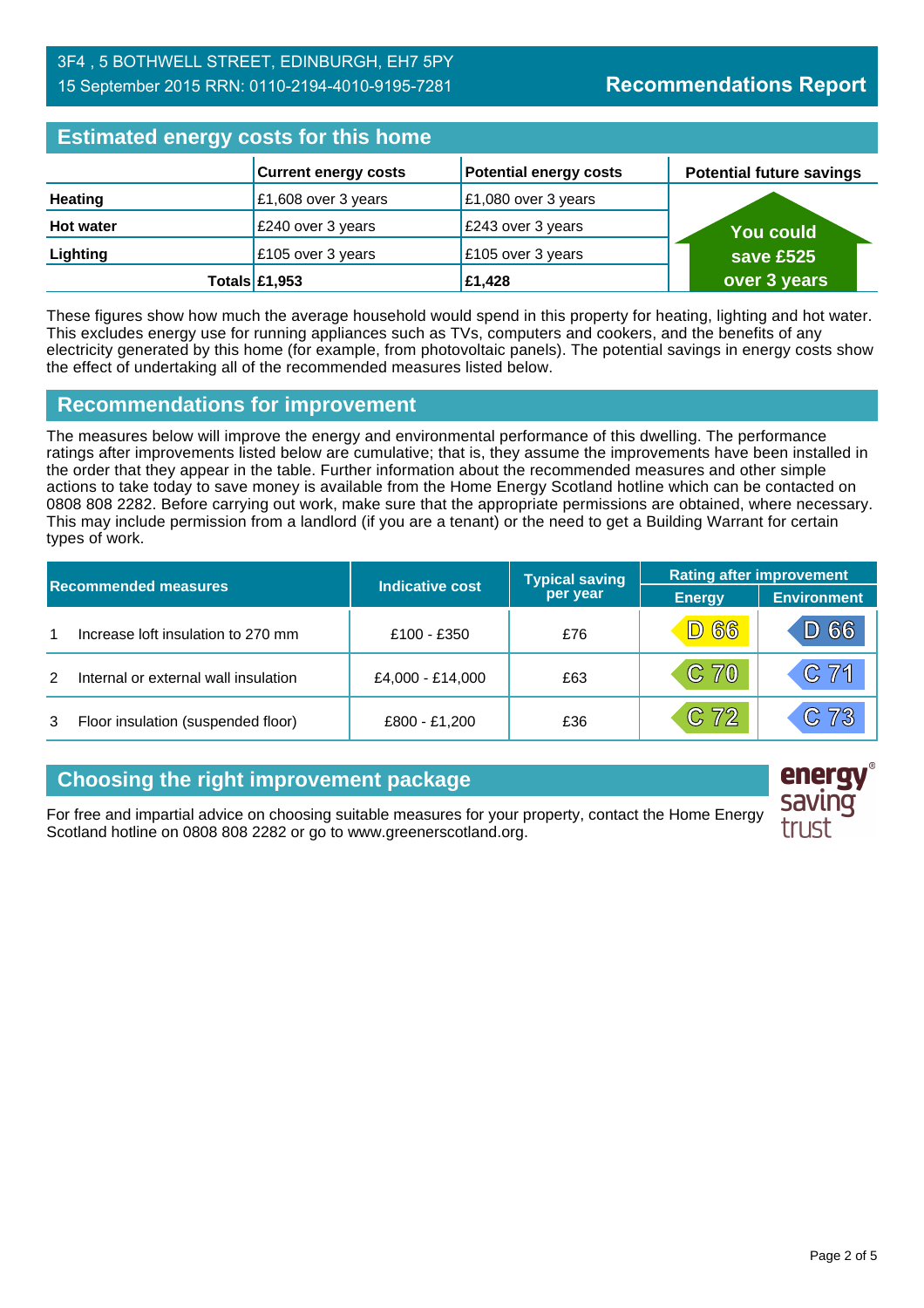3F4 , 5 BOTHWELL STREET, EDINBURGH, EH7 5PY
15 September 2015 RRN: 0110-2194-4010-9195-7281

**Recommendations Report**

## Estimated energy costs for this home

| | Current energy costs | Potential energy costs | Potential future savings |
|---|---|---|---|
| **Heating** | £1,608 over 3 years | £1,080 over 3 years | You could save £525 over 3 years |
| **Hot water** | £240 over 3 years | £243 over 3 years | |
| **Lighting** | £105 over 3 years | £105 over 3 years | |
| **Totals** | **£1,953** | **£1,428** | |

These figures show how much the average household would spend in this property for heating, lighting and hot water. This excludes energy use for running appliances such as TVs, computers and cookers, and the benefits of any electricity generated by this home (for example, from photovoltaic panels). The potential savings in energy costs show the effect of undertaking all of the recommended measures listed below.

## Recommendations for improvement

The measures below will improve the energy and environmental performance of this dwelling. The performance ratings after improvements listed below are cumulative; that is, they assume the improvements have been installed in the order that they appear in the table. Further information about the recommended measures and other simple actions to take today to save money is available from the Home Energy Scotland hotline which can be contacted on 0808 808 2282. Before carrying out work, make sure that the appropriate permissions are obtained, where necessary. This may include permission from a landlord (if you are a tenant) or the need to get a Building Warrant for certain types of work.

| Recommended measures | | Indicative cost | Typical saving per year | Rating after improvement | |
|---|---|---|---|---|---|
| | | | | Energy | Environment |
| 1 | Increase loft insulation to 270 mm | £100 - £350 | £76 | D 66 | D 66 |
| 2 | Internal or external wall insulation | £4,000 - £14,000 | £63 | C 70 | C 71 |
| 3 | Floor insulation (suspended floor) | £800 - £1,200 | £36 | C 72 | C 73 |

## Choosing the right improvement package

For free and impartial advice on choosing suitable measures for your property, contact the Home Energy Scotland hotline on 0808 808 2282 or go to www.greenerscotland.org.

energy saving trust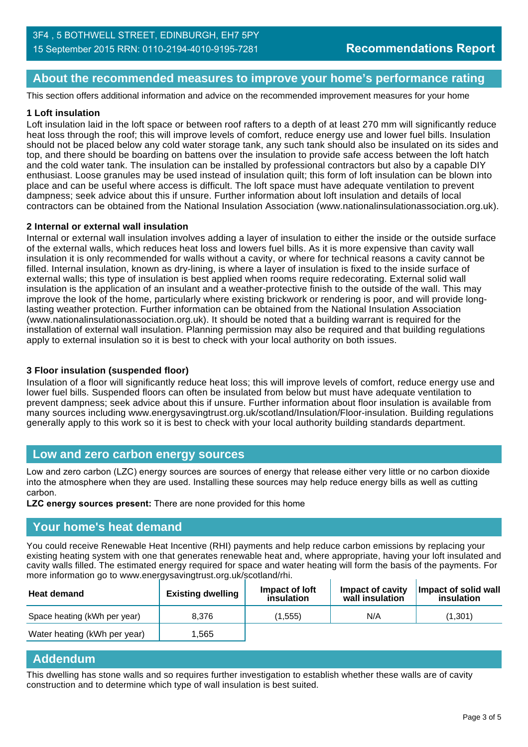## About the recommended measures to improve your home's performance rating

This section offers additional information and advice on the recommended improvement measures for your home

### 1 Loft insulation

Loft insulation laid in the loft space or between roof rafters to a depth of at least 270 mm will significantly reduce heat loss through the roof; this will improve levels of comfort, reduce energy use and lower fuel bills. Insulation should not be placed below any cold water storage tank, any such tank should also be insulated on its sides and top, and there should be boarding on battens over the insulation to provide safe access between the loft hatch and the cold water tank. The insulation can be installed by professional contractors but also by a capable DIY enthusiast. Loose granules may be used instead of insulation quilt; this form of loft insulation can be blown into place and can be useful where access is difficult. The loft space must have adequate ventilation to prevent dampness; seek advice about this if unsure. Further information about loft insulation and details of local contractors can be obtained from the National Insulation Association (www.nationalinsulationassociation.org.uk).

### 2 Internal or external wall insulation

Internal or external wall insulation involves adding a layer of insulation to either the inside or the outside surface of the external walls, which reduces heat loss and lowers fuel bills. As it is more expensive than cavity wall insulation it is only recommended for walls without a cavity, or where for technical reasons a cavity cannot be filled. Internal insulation, known as dry-lining, is where a layer of insulation is fixed to the inside surface of external walls; this type of insulation is best applied when rooms require redecorating. External solid wall insulation is the application of an insulant and a weather-protective finish to the outside of the wall. This may improve the look of the home, particularly where existing brickwork or rendering is poor, and will provide long-lasting weather protection. Further information can be obtained from the National Insulation Association (www.nationalinsulationassociation.org.uk). It should be noted that a building warrant is required for the installation of external wall insulation. Planning permission may also be required and that building regulations apply to external insulation so it is best to check with your local authority on both issues.

### 3 Floor insulation (suspended floor)

Insulation of a floor will significantly reduce heat loss; this will improve levels of comfort, reduce energy use and lower fuel bills. Suspended floors can often be insulated from below but must have adequate ventilation to prevent dampness; seek advice about this if unsure. Further information about floor insulation is available from many sources including www.energysavingtrust.org.uk/scotland/Insulation/Floor-insulation. Building regulations generally apply to this work so it is best to check with your local authority building standards department.

## Low and zero carbon energy sources

Low and zero carbon (LZC) energy sources are sources of energy that release either very little or no carbon dioxide into the atmosphere when they are used. Installing these sources may help reduce energy bills as well as cutting carbon.

**LZC energy sources present:** There are none provided for this home

## Your home's heat demand

You could receive Renewable Heat Incentive (RHI) payments and help reduce carbon emissions by replacing your existing heating system with one that generates renewable heat and, where appropriate, having your loft insulated and cavity walls filled. The estimated energy required for space and water heating will form the basis of the payments. For more information go to www.energysavingtrust.org.uk/scotland/rhi.

| Heat demand | Existing dwelling | Impact of loft insulation | Impact of cavity wall insulation | Impact of solid wall insulation |
|---|---|---|---|---|
| Space heating (kWh per year) | 8,376 | (1,555) | N/A | (1,301) |
| Water heating (kWh per year) | 1,565 | | | |

## Addendum

This dwelling has stone walls and so requires further investigation to establish whether these walls are of cavity construction and to determine which type of wall insulation is best suited.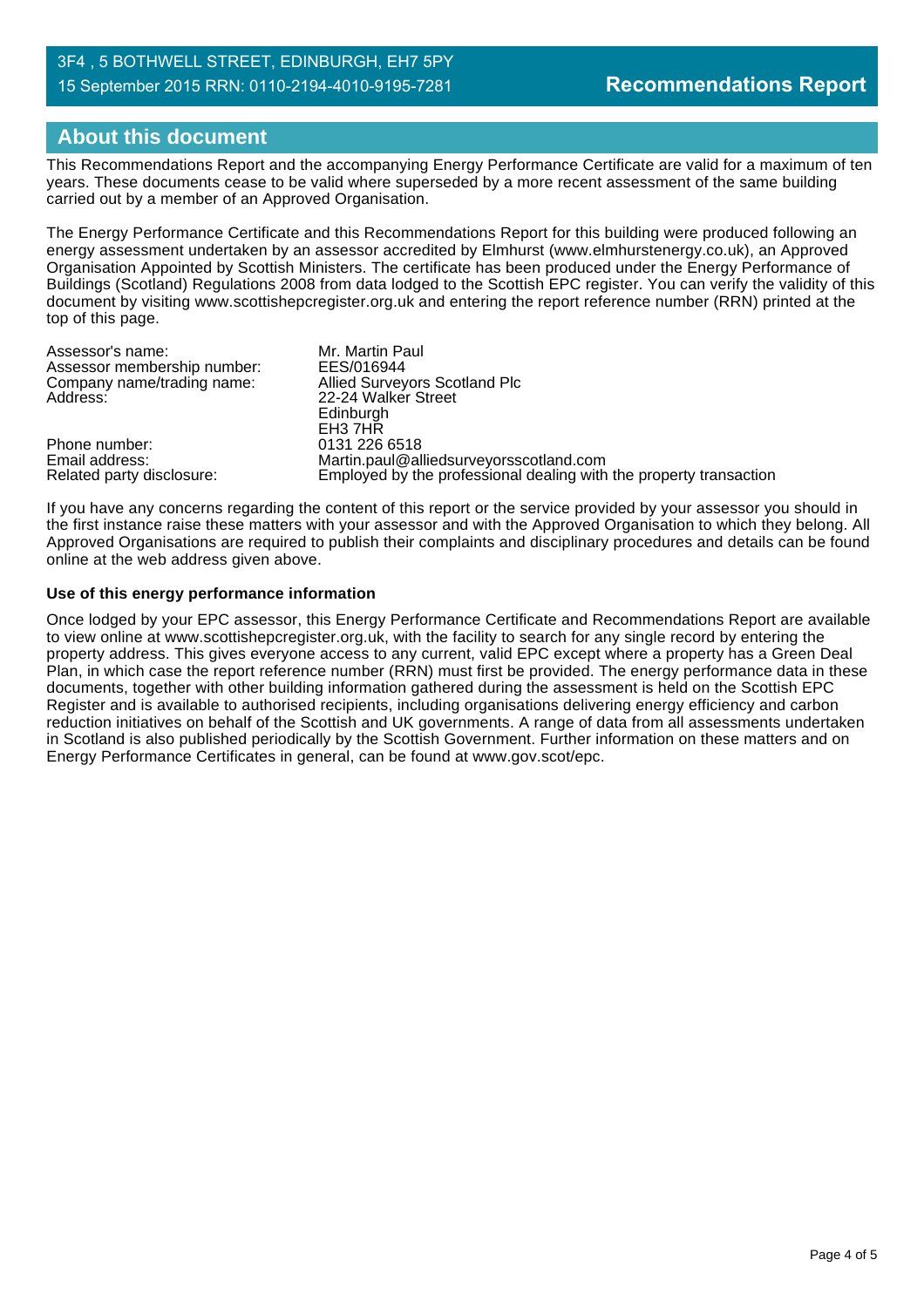## About this document

This Recommendations Report and the accompanying Energy Performance Certificate are valid for a maximum of ten years. These documents cease to be valid where superseded by a more recent assessment of the same building carried out by a member of an Approved Organisation.

The Energy Performance Certificate and this Recommendations Report for this building were produced following an energy assessment undertaken by an assessor accredited by Elmhurst (www.elmhurstenergy.co.uk), an Approved Organisation Appointed by Scottish Ministers. The certificate has been produced under the Energy Performance of Buildings (Scotland) Regulations 2008 from data lodged to the Scottish EPC register. You can verify the validity of this document by visiting www.scottishepcregister.org.uk and entering the report reference number (RRN) printed at the top of this page.

| | |
|---|---|
| Assessor's name: | Mr. Martin Paul |
| Assessor membership number: | EES/016944 |
| Company name/trading name: | Allied Surveyors Scotland Plc |
| Address: | 22-24 Walker Street<br>Edinburgh<br>EH3 7HR |
| Phone number: | 0131 226 6518 |
| Email address: | Martin.paul@alliedsurveyorsscotland.com |
| Related party disclosure: | Employed by the professional dealing with the property transaction |

If you have any concerns regarding the content of this report or the service provided by your assessor you should in the first instance raise these matters with your assessor and with the Approved Organisation to which they belong. All Approved Organisations are required to publish their complaints and disciplinary procedures and details can be found online at the web address given above.

**Use of this energy performance information**

Once lodged by your EPC assessor, this Energy Performance Certificate and Recommendations Report are available to view online at www.scottishepcregister.org.uk, with the facility to search for any single record by entering the property address. This gives everyone access to any current, valid EPC except where a property has a Green Deal Plan, in which case the report reference number (RRN) must first be provided. The energy performance data in these documents, together with other building information gathered during the assessment is held on the Scottish EPC Register and is available to authorised recipients, including organisations delivering energy efficiency and carbon reduction initiatives on behalf of the Scottish and UK governments. A range of data from all assessments undertaken in Scotland is also published periodically by the Scottish Government. Further information on these matters and on Energy Performance Certificates in general, can be found at www.gov.scot/epc.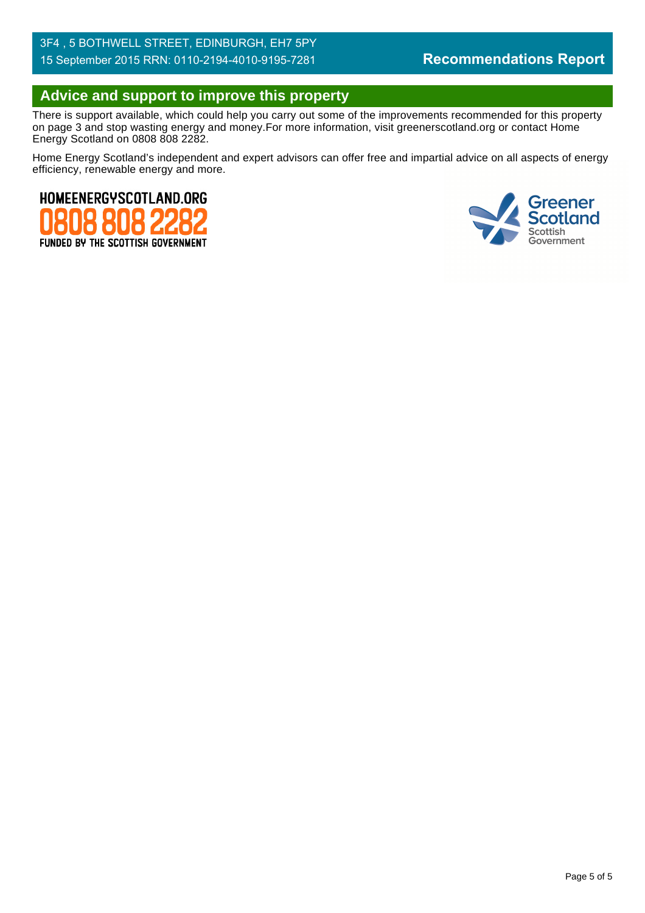## Advice and support to improve this property

There is support available, which could help you carry out some of the improvements recommended for this property on page 3 and stop wasting energy and money.For more information, visit greenerscotland.org or contact Home Energy Scotland on 0808 808 2282.

Home Energy Scotland's independent and expert advisors can offer free and impartial advice on all aspects of energy efficiency, renewable energy and more.

HOMEENERGYSCOTLAND.ORG
0808 808 2282
FUNDED BY THE SCOTTISH GOVERNMENT

Greener Scotland
Scottish Government